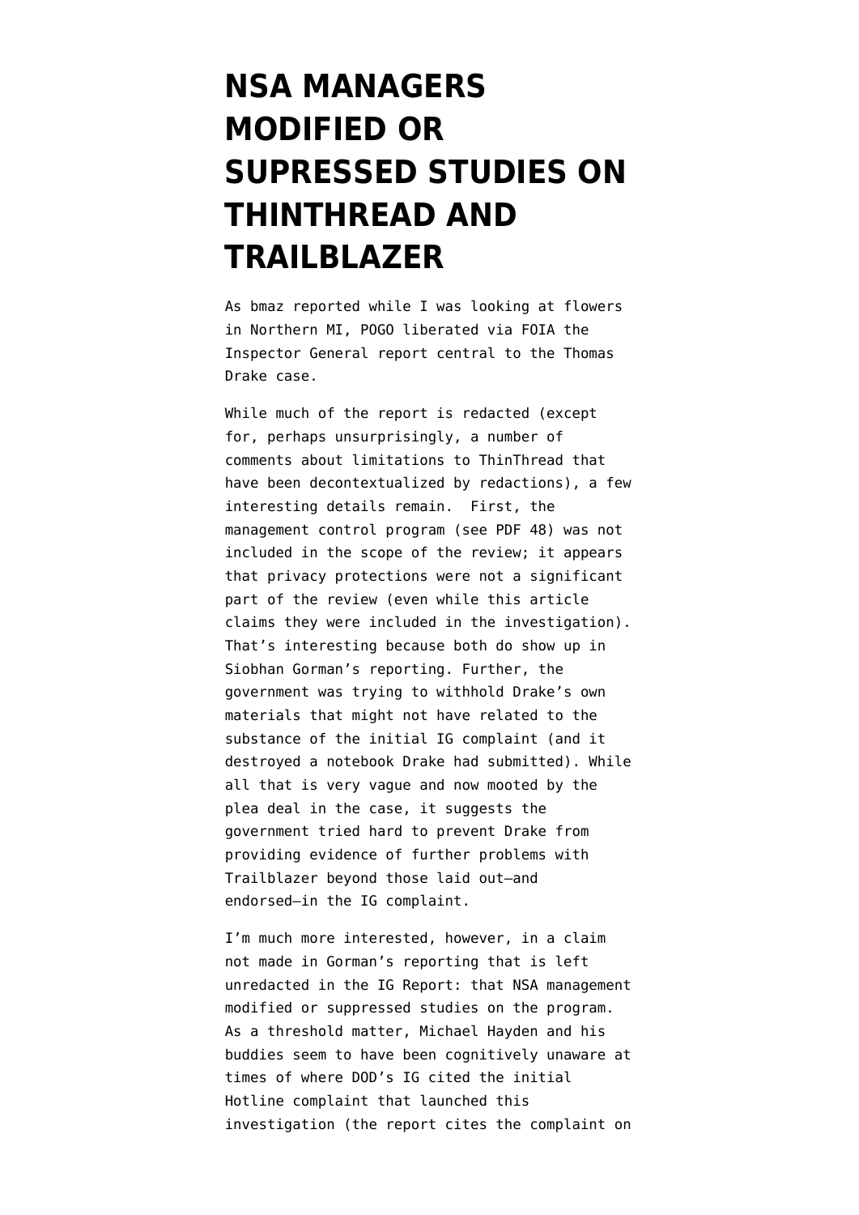# NSA MANAGERS MODIFIED OR SUPRESSED STUDIES ON THINTHREAD AND TRAILBLAZER

As bmaz reported while I was looking at flowers in Northern MI, POGO liberated via FOIA the Inspector General report central to the Thomas Drake case.

While much of the report is redacted (except for, perhaps unsurprisingly, a number of comments about limitations to ThinThread that have been decontextualized by redactions), a few interesting details remain. First, the management control program (see PDF 48) was not included in the scope of the review; it appears that privacy protections were not a significant part of the review (even while this article claims they were included in the investigation). That's interesting because both do show up in Siobhan Gorman's reporting. Further, the government was trying to withhold Drake's own materials that might not have related to the substance of the initial IG complaint (and it destroyed a notebook Drake had submitted). While all that is very vague and now mooted by the plea deal in the case, it suggests the government tried hard to prevent Drake from providing evidence of further problems with Trailblazer beyond those laid out—and endorsed—in the IG complaint.

I'm much more interested, however, in a claim not made in Gorman's reporting that is left unredacted in the IG Report: that NSA management modified or suppressed studies on the program. As a threshold matter, Michael Hayden and his buddies seem to have been cognitively unaware at times of where DOD's IG cited the initial Hotline complaint that launched this investigation (the report cites the complaint on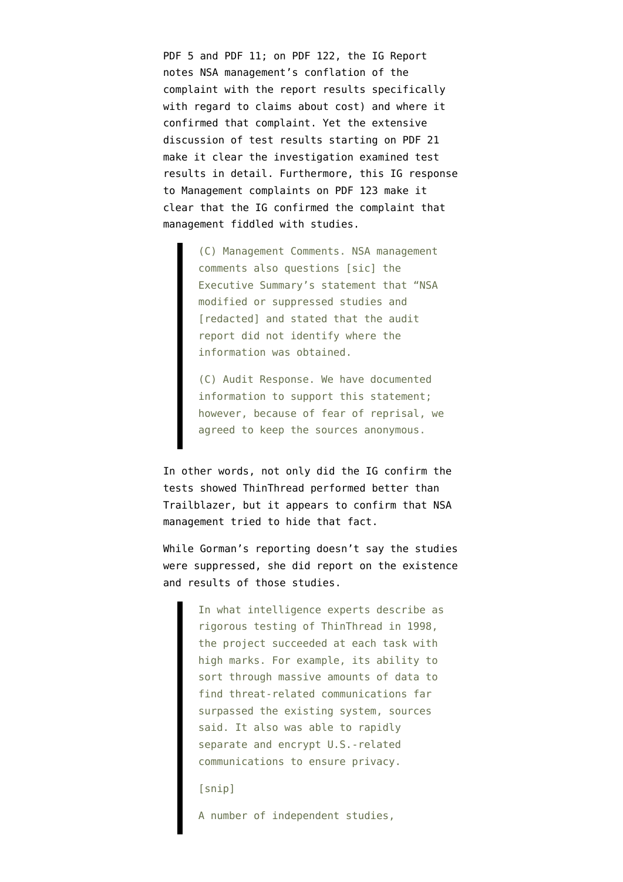PDF 5 and PDF 11; on PDF 122, the IG Report notes NSA management's conflation of the complaint with the report results specifically with regard to claims about cost) and where it confirmed that complaint. Yet the extensive discussion of test results starting on PDF 21 make it clear the investigation examined test results in detail. Furthermore, this IG response to Management complaints on PDF 123 make it clear that the IG confirmed the complaint that management fiddled with studies.

> (C) Management Comments. NSA management comments also questions [sic] the Executive Summary's statement that "NSA modified or suppressed studies and [redacted] and stated that the audit report did not identify where the information was obtained.
>
> (C) Audit Response. We have documented information to support this statement; however, because of fear of reprisal, we agreed to keep the sources anonymous.

In other words, not only did the IG confirm the tests showed ThinThread performed better than Trailblazer, but it appears to confirm that NSA management tried to hide that fact.

While Gorman's reporting doesn't say the studies were suppressed, she did report on the existence and results of those studies.

> In what intelligence experts describe as rigorous testing of ThinThread in 1998, the project succeeded at each task with high marks. For example, its ability to sort through massive amounts of data to find threat-related communications far surpassed the existing system, sources said. It also was able to rapidly separate and encrypt U.S.-related communications to ensure privacy.
>
> [snip]
>
> A number of independent studies,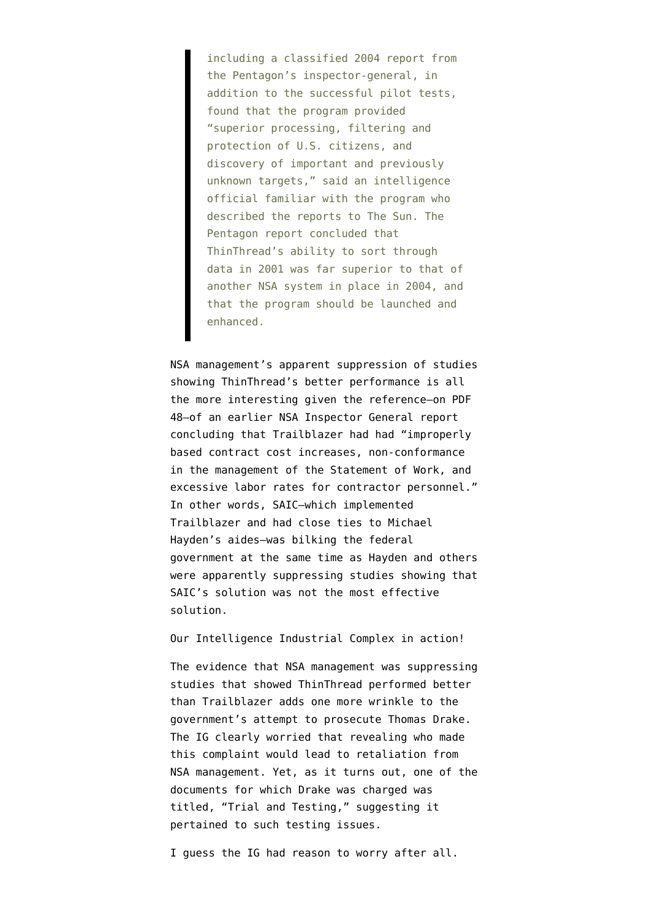> including a classified 2004 report from the Pentagon's inspector-general, in addition to the successful pilot tests, found that the program provided "superior processing, filtering and protection of U.S. citizens, and discovery of important and previously unknown targets," said an intelligence official familiar with the program who described the reports to The Sun. The Pentagon report concluded that ThinThread's ability to sort through data in 2001 was far superior to that of another NSA system in place in 2004, and that the program should be launched and enhanced.

NSA management's apparent suppression of studies showing ThinThread's better performance is all the more interesting given the reference–on PDF 48–of an earlier NSA Inspector General report concluding that Trailblazer had had "improperly based contract cost increases, non-conformance in the management of the Statement of Work, and excessive labor rates for contractor personnel." In other words, SAIC–which implemented Trailblazer and had close ties to Michael Hayden's aides–was bilking the federal government at the same time as Hayden and others were apparently suppressing studies showing that SAIC's solution was not the most effective solution.

Our Intelligence Industrial Complex in action!

The evidence that NSA management was suppressing studies that showed ThinThread performed better than Trailblazer adds one more wrinkle to the government's attempt to prosecute Thomas Drake. The IG clearly worried that revealing who made this complaint would lead to retaliation from NSA management. Yet, as it turns out, one of the documents for which Drake was charged was titled, "Trial and Testing," suggesting it pertained to such testing issues.

I guess the IG had reason to worry after all.